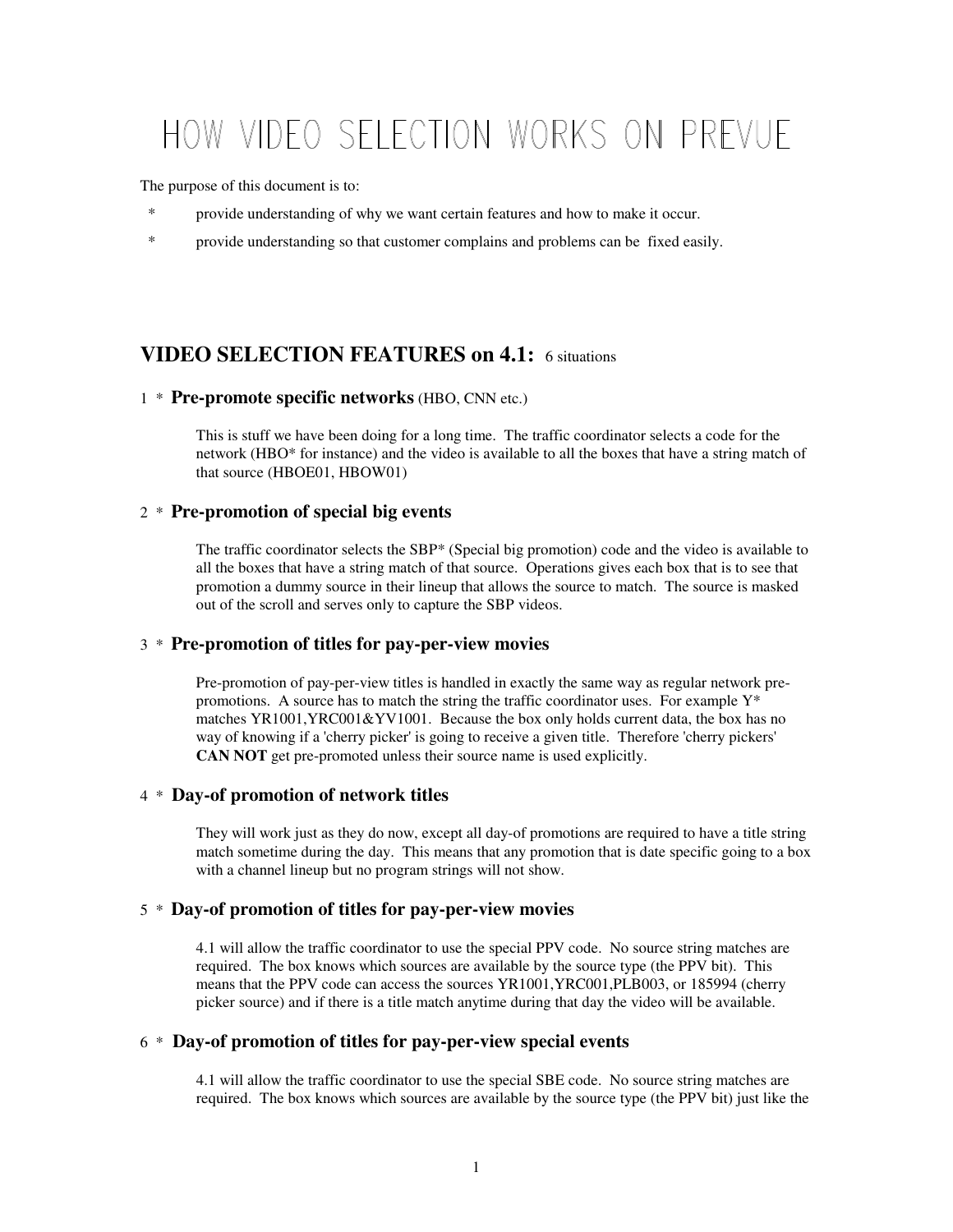# HOW VIDEO SELECTION WORKS ON PREVUE

The purpose of this document is to:

- provide understanding of why we want certain features and how to make it occur.
- provide understanding so that customer complains and problems can be fixed easily.

## VIDEO SELECTION FEATURES on 4.1: 6 situations

### 1 * Pre-promote specific networks (HBO, CNN etc.)

This is stuff we have been doing for a long time. The traffic coordinator selects a code for the network (HBO* for instance) and the video is available to all the boxes that have a string match of that source (HBOE01, HBOW01)

### 2 * Pre-promotion of special big events

The traffic coordinator selects the SBP* (Special big promotion) code and the video is available to all the boxes that have a string match of that source. Operations gives each box that is to see that promotion a dummy source in their lineup that allows the source to match. The source is masked out of the scroll and serves only to capture the SBP videos.

### 3 * Pre-promotion of titles for pay-per-view movies

Pre-promotion of pay-per-view titles is handled in exactly the same way as regular network pre-promotions. A source has to match the string the traffic coordinator uses. For example Y* matches YR1001,YRC001&YV1001. Because the box only holds current data, the box has no way of knowing if a 'cherry picker' is going to receive a given title. Therefore 'cherry pickers' **CAN NOT** get pre-promoted unless their source name is used explicitly.

### 4 * Day-of promotion of network titles

They will work just as they do now, except all day-of promotions are required to have a title string match sometime during the day. This means that any promotion that is date specific going to a box with a channel lineup but no program strings will not show.

### 5 * Day-of promotion of titles for pay-per-view movies

4.1 will allow the traffic coordinator to use the special PPV code. No source string matches are required. The box knows which sources are available by the source type (the PPV bit). This means that the PPV code can access the sources YR1001,YRC001,PLB003, or 185994 (cherry picker source) and if there is a title match anytime during that day the video will be available.

### 6 * Day-of promotion of titles for pay-per-view special events

4.1 will allow the traffic coordinator to use the special SBE code. No source string matches are required. The box knows which sources are available by the source type (the PPV bit) just like the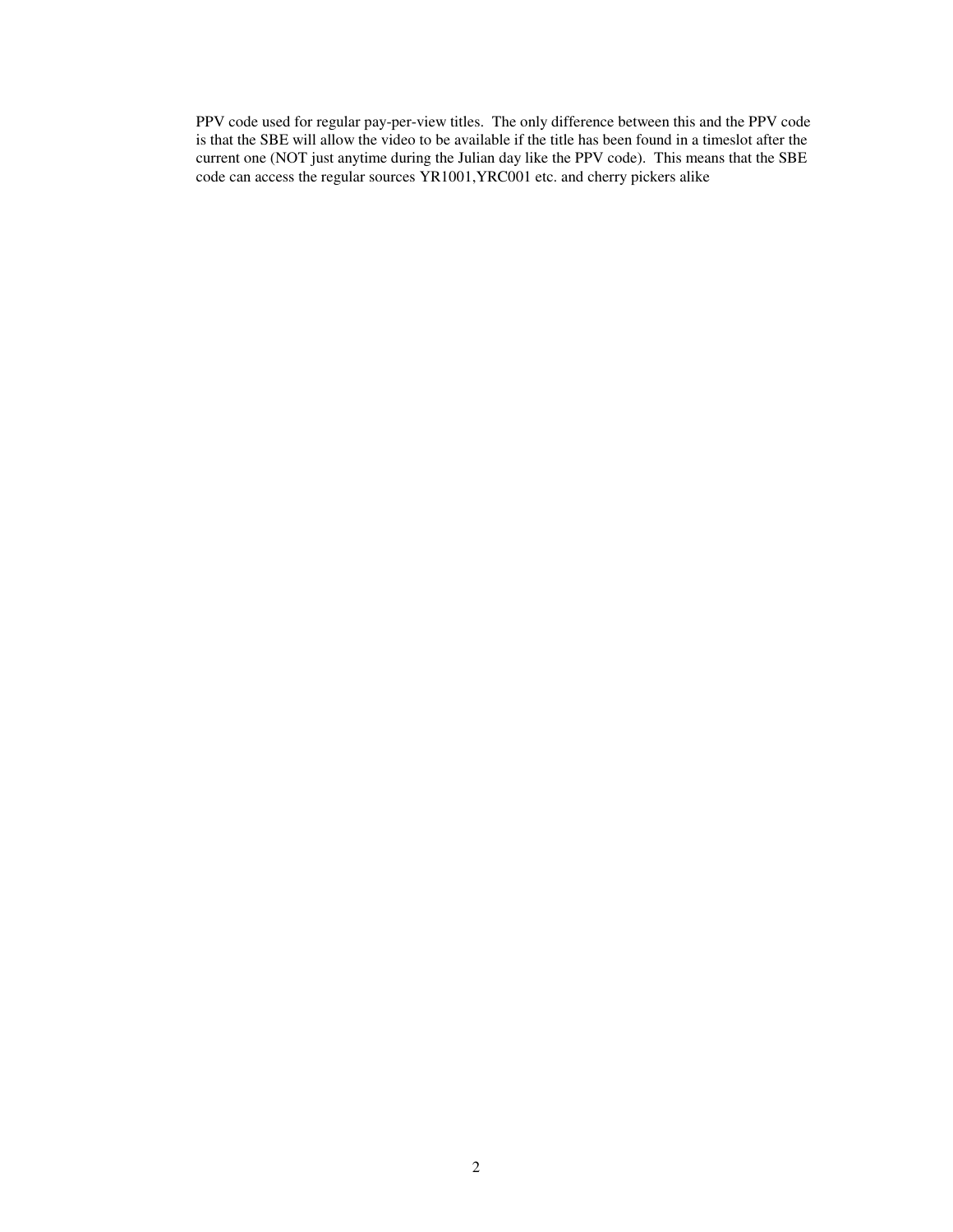PPV code used for regular pay-per-view titles. The only difference between this and the PPV code is that the SBE will allow the video to be available if the title has been found in a timeslot after the current one (NOT just anytime during the Julian day like the PPV code). This means that the SBE code can access the regular sources YR1001,YRC001 etc. and cherry pickers alike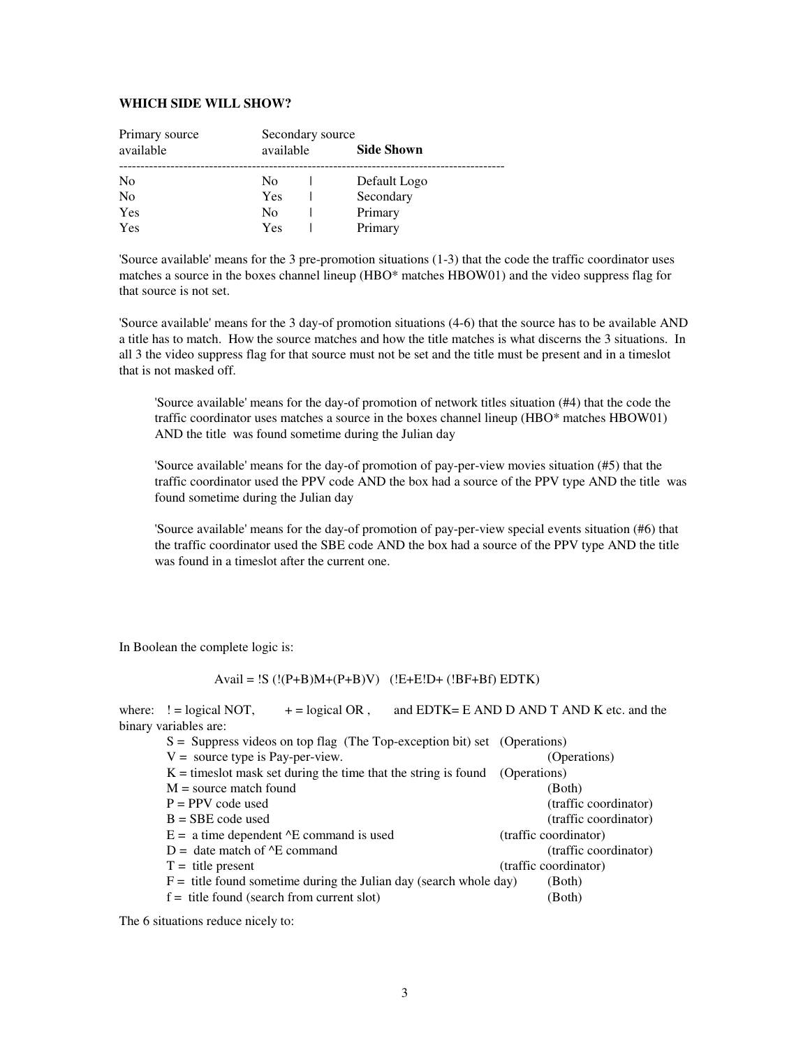**WHICH SIDE WILL SHOW?**

| Primary source available | Secondary source available | Side Shown |
|---|---|---|
| No | No | Default Logo |
| No | Yes | Secondary |
| Yes | No | Primary |
| Yes | Yes | Primary |

'Source available' means for the 3 pre-promotion situations (1-3) that the code the traffic coordinator uses matches a source in the boxes channel lineup (HBO* matches HBOW01) and the video suppress flag for that source is not set.

'Source available' means for the 3 day-of promotion situations (4-6) that the source has to be available AND a title has to match. How the source matches and how the title matches is what discerns the 3 situations. In all 3 the video suppress flag for that source must not be set and the title must be present and in a timeslot that is not masked off.

> 'Source available' means for the day-of promotion of network titles situation (#4) that the code the traffic coordinator uses matches a source in the boxes channel lineup (HBO* matches HBOW01) AND the title was found sometime during the Julian day
>
> 'Source available' means for the day-of promotion of pay-per-view movies situation (#5) that the traffic coordinator used the PPV code AND the box had a source of the PPV type AND the title was found sometime during the Julian day
>
> 'Source available' means for the day-of promotion of pay-per-view special events situation (#6) that the traffic coordinator used the SBE code AND the box had a source of the PPV type AND the title was found in a timeslot after the current one.

In Boolean the complete logic is:

Avail = !S (!(P+B)M+(P+B)V) (!E+E!D+ (!BF+Bf) EDTK)

where: ! = logical NOT, + = logical OR , and EDTK= E AND D AND T AND K etc. and the binary variables are:

| Variable | Meaning | Source |
|---|---|---|
| S | Suppress videos on top flag (The Top-exception bit) set | (Operations) |
| V | source type is Pay-per-view. | (Operations) |
| K | timeslot mask set during the time that the string is found | (Operations) |
| M | source match found | (Both) |
| P | PPV code used | (traffic coordinator) |
| B | SBE code used | (traffic coordinator) |
| E | a time dependent ^E command is used | (traffic coordinator) |
| D | date match of ^E command | (traffic coordinator) |
| T | title present | (traffic coordinator) |
| F | title found sometime during the Julian day (search whole day) | (Both) |
| f | title found (search from current slot) | (Both) |

The 6 situations reduce nicely to: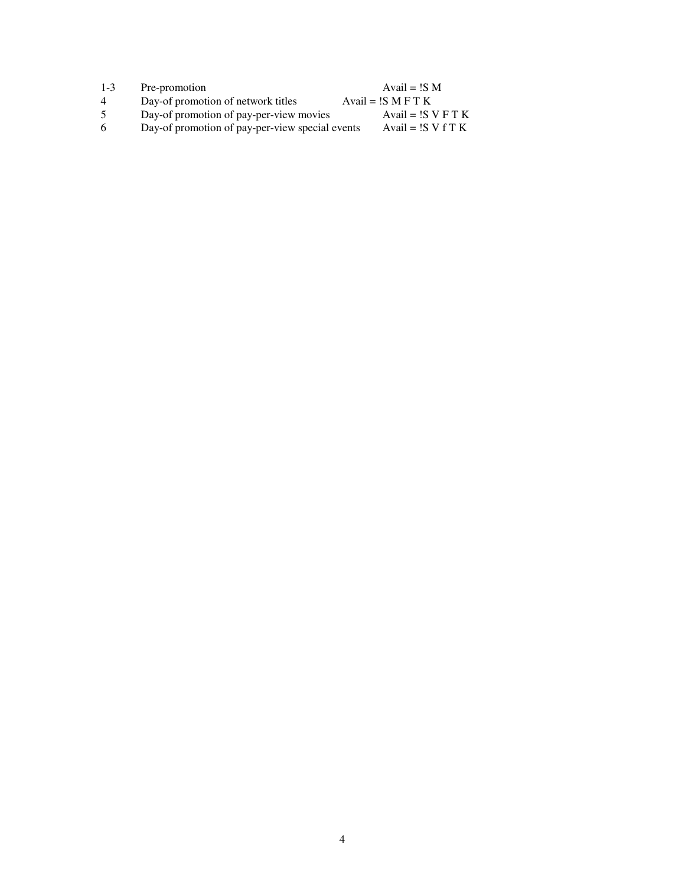| | | |
|---|---|---|
| 1-3 | Pre-promotion | Avail = !S M |
| 4 | Day-of promotion of network titles | Avail = !S M F T K |
| 5 | Day-of promotion of pay-per-view movies | Avail = !S V F T K |
| 6 | Day-of promotion of pay-per-view special events | Avail = !S V f T K |